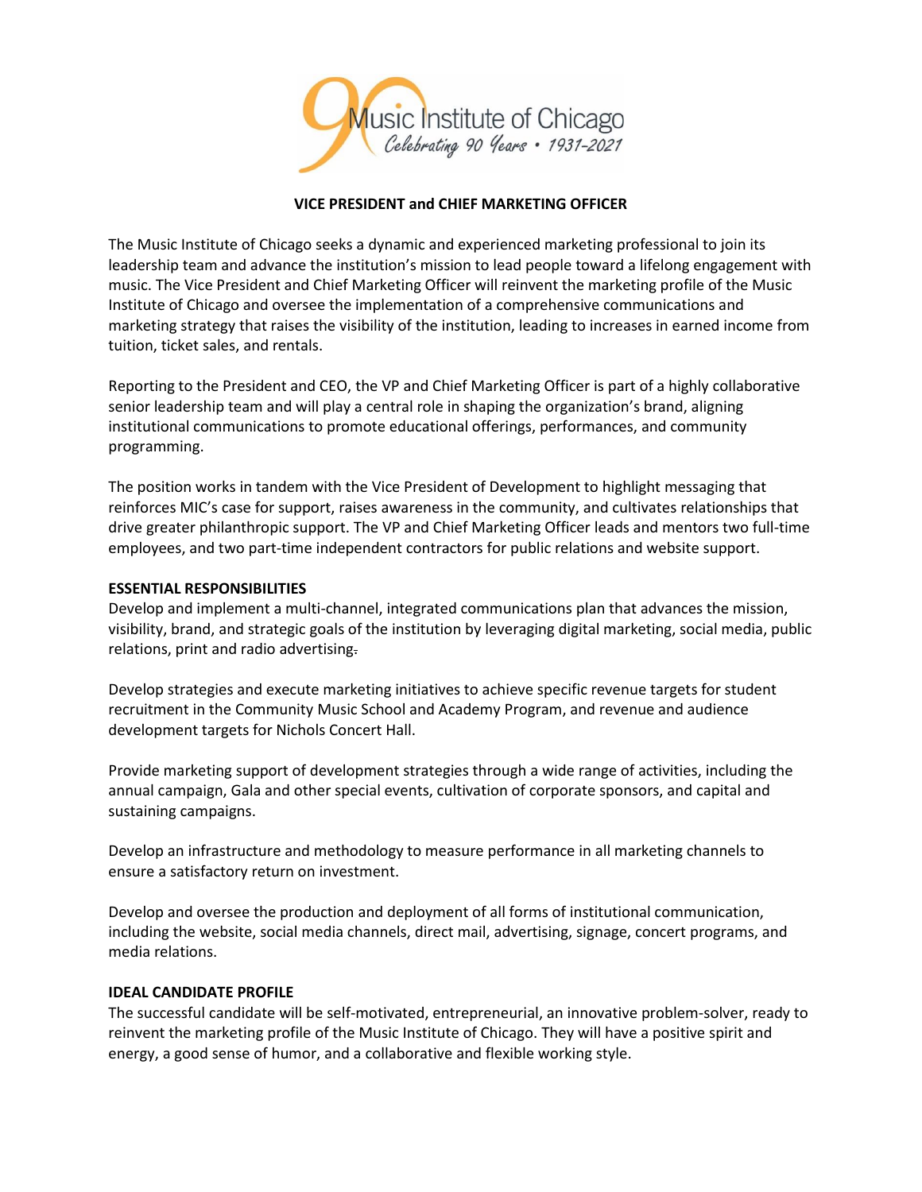Music Institute of Chicago
*Celebrating 90 Years • 1931-2021*

## VICE PRESIDENT and CHIEF MARKETING OFFICER

The Music Institute of Chicago seeks a dynamic and experienced marketing professional to join its leadership team and advance the institution's mission to lead people toward a lifelong engagement with music. The Vice President and Chief Marketing Officer will reinvent the marketing profile of the Music Institute of Chicago and oversee the implementation of a comprehensive communications and marketing strategy that raises the visibility of the institution, leading to increases in earned income from tuition, ticket sales, and rentals.

Reporting to the President and CEO, the VP and Chief Marketing Officer is part of a highly collaborative senior leadership team and will play a central role in shaping the organization's brand, aligning institutional communications to promote educational offerings, performances, and community programming.

The position works in tandem with the Vice President of Development to highlight messaging that reinforces MIC's case for support, raises awareness in the community, and cultivates relationships that drive greater philanthropic support. The VP and Chief Marketing Officer leads and mentors two full-time employees, and two part-time independent contractors for public relations and website support.

### ESSENTIAL RESPONSIBILITIES

Develop and implement a multi-channel, integrated communications plan that advances the mission, visibility, brand, and strategic goals of the institution by leveraging digital marketing, social media, public relations, print and radio advertising.

Develop strategies and execute marketing initiatives to achieve specific revenue targets for student recruitment in the Community Music School and Academy Program, and revenue and audience development targets for Nichols Concert Hall.

Provide marketing support of development strategies through a wide range of activities, including the annual campaign, Gala and other special events, cultivation of corporate sponsors, and capital and sustaining campaigns.

Develop an infrastructure and methodology to measure performance in all marketing channels to ensure a satisfactory return on investment.

Develop and oversee the production and deployment of all forms of institutional communication, including the website, social media channels, direct mail, advertising, signage, concert programs, and media relations.

### IDEAL CANDIDATE PROFILE

The successful candidate will be self-motivated, entrepreneurial, an innovative problem-solver, ready to reinvent the marketing profile of the Music Institute of Chicago. They will have a positive spirit and energy, a good sense of humor, and a collaborative and flexible working style.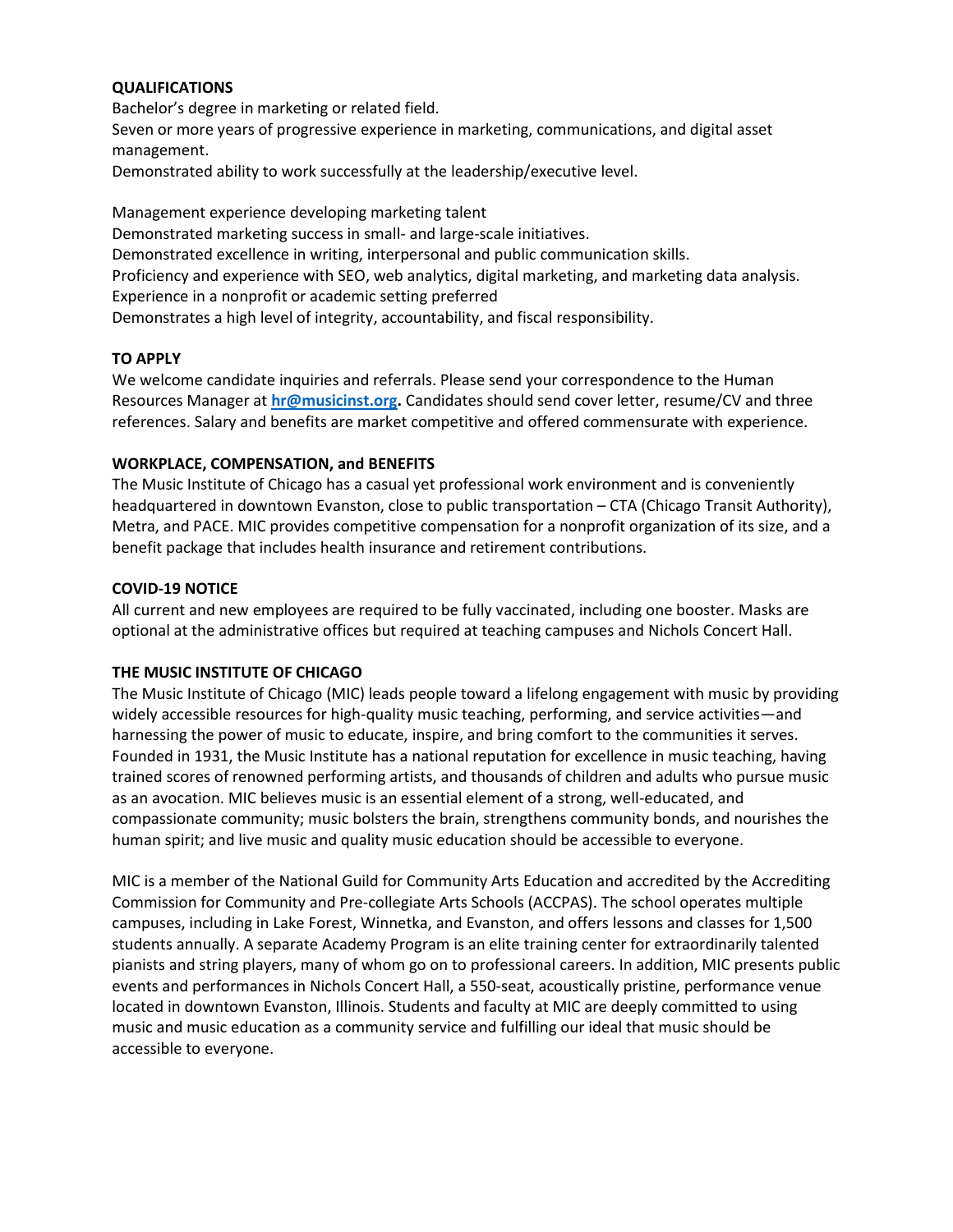**QUALIFICATIONS**

Bachelor's degree in marketing or related field.
Seven or more years of progressive experience in marketing, communications, and digital asset management.
Demonstrated ability to work successfully at the leadership/executive level.

Management experience developing marketing talent
Demonstrated marketing success in small- and large-scale initiatives.
Demonstrated excellence in writing, interpersonal and public communication skills.
Proficiency and experience with SEO, web analytics, digital marketing, and marketing data analysis.
Experience in a nonprofit or academic setting preferred
Demonstrates a high level of integrity, accountability, and fiscal responsibility.

**TO APPLY**

We welcome candidate inquiries and referrals. Please send your correspondence to the Human Resources Manager at **[hr@musicinst.org](mailto:hr@musicinst.org).** Candidates should send cover letter, resume/CV and three references. Salary and benefits are market competitive and offered commensurate with experience.

**WORKPLACE, COMPENSATION, and BENEFITS**

The Music Institute of Chicago has a casual yet professional work environment and is conveniently headquartered in downtown Evanston, close to public transportation – CTA (Chicago Transit Authority), Metra, and PACE. MIC provides competitive compensation for a nonprofit organization of its size, and a benefit package that includes health insurance and retirement contributions.

**COVID-19 NOTICE**

All current and new employees are required to be fully vaccinated, including one booster. Masks are optional at the administrative offices but required at teaching campuses and Nichols Concert Hall.

**THE MUSIC INSTITUTE OF CHICAGO**

The Music Institute of Chicago (MIC) leads people toward a lifelong engagement with music by providing widely accessible resources for high-quality music teaching, performing, and service activities—and harnessing the power of music to educate, inspire, and bring comfort to the communities it serves. Founded in 1931, the Music Institute has a national reputation for excellence in music teaching, having trained scores of renowned performing artists, and thousands of children and adults who pursue music as an avocation. MIC believes music is an essential element of a strong, well-educated, and compassionate community; music bolsters the brain, strengthens community bonds, and nourishes the human spirit; and live music and quality music education should be accessible to everyone.

MIC is a member of the National Guild for Community Arts Education and accredited by the Accrediting Commission for Community and Pre-collegiate Arts Schools (ACCPAS). The school operates multiple campuses, including in Lake Forest, Winnetka, and Evanston, and offers lessons and classes for 1,500 students annually. A separate Academy Program is an elite training center for extraordinarily talented pianists and string players, many of whom go on to professional careers. In addition, MIC presents public events and performances in Nichols Concert Hall, a 550-seat, acoustically pristine, performance venue located in downtown Evanston, Illinois. Students and faculty at MIC are deeply committed to using music and music education as a community service and fulfilling our ideal that music should be accessible to everyone.